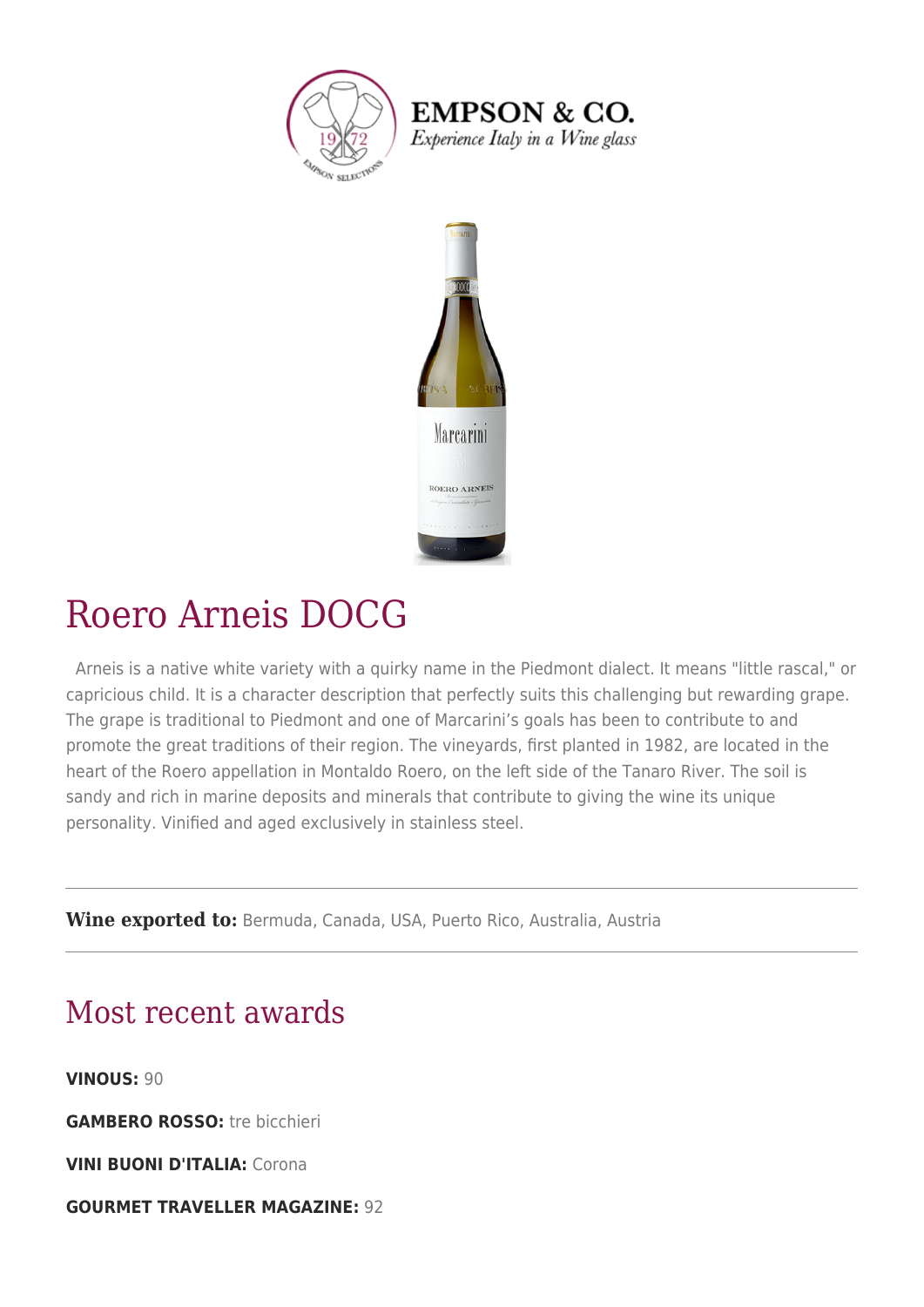# Roero Arneis DOCG

Arneis is a native white variety with a quirky name in the Piedmont dialect. It means "little rascal," or capricious child. It is a character description that perfectly suits this challenging but rewarding grape. The grape is traditional to Piedmont and one of Marcarini's goals has been to contribute to and promote the great traditions of their region. The vineyards, first planted in 1982, are located in the heart of the Roero appellation in Montaldo Roero, on the left side of the Tanaro River. The soil is sandy and rich in marine deposits and minerals that contribute to giving the wine its unique personality. Vinified and aged exclusively in stainless steel.

---

**Wine exported to:** Bermuda, Canada, USA, Puerto Rico, Australia, Austria

---

## Most recent awards

**VINOUS:** 90

**GAMBERO ROSSO:** tre bicchieri

**VINI BUONI D'ITALIA:** Corona

**GOURMET TRAVELLER MAGAZINE:** 92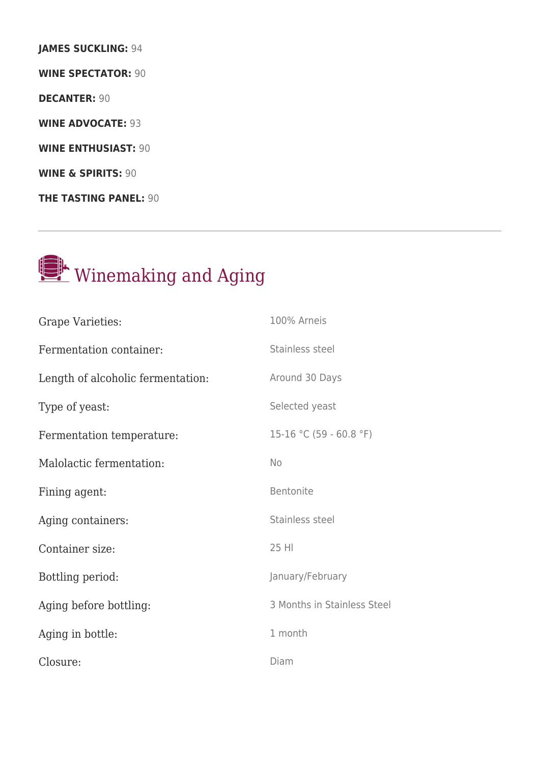**JAMES SUCKLING:** 94

**WINE SPECTATOR:** 90

**DECANTER:** 90

**WINE ADVOCATE:** 93

**WINE ENTHUSIAST:** 90

**WINE & SPIRITS:** 90

**THE TASTING PANEL:** 90

---

## Winemaking and Aging

| | |
|---|---|
| Grape Varieties: | 100% Arneis |
| Fermentation container: | Stainless steel |
| Length of alcoholic fermentation: | Around 30 Days |
| Type of yeast: | Selected yeast |
| Fermentation temperature: | 15-16 °C (59 - 60.8 °F) |
| Malolactic fermentation: | No |
| Fining agent: | Bentonite |
| Aging containers: | Stainless steel |
| Container size: | 25 Hl |
| Bottling period: | January/February |
| Aging before bottling: | 3 Months in Stainless Steel |
| Aging in bottle: | 1 month |
| Closure: | Diam |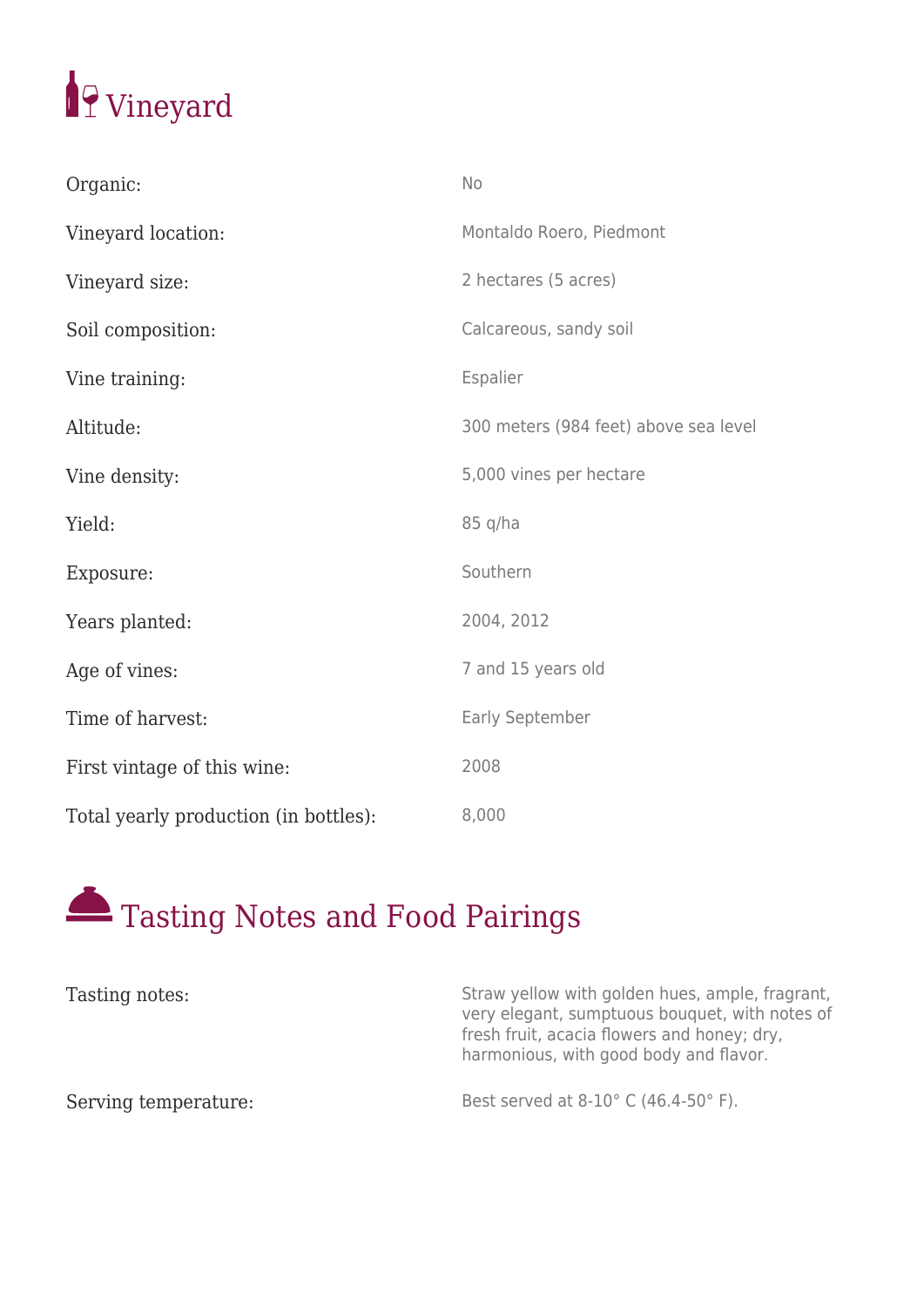## Vineyard

| | |
|---|---|
| Organic: | No |
| Vineyard location: | Montaldo Roero, Piedmont |
| Vineyard size: | 2 hectares (5 acres) |
| Soil composition: | Calcareous, sandy soil |
| Vine training: | Espalier |
| Altitude: | 300 meters (984 feet) above sea level |
| Vine density: | 5,000 vines per hectare |
| Yield: | 85 q/ha |
| Exposure: | Southern |
| Years planted: | 2004, 2012 |
| Age of vines: | 7 and 15 years old |
| Time of harvest: | Early September |
| First vintage of this wine: | 2008 |
| Total yearly production (in bottles): | 8,000 |

## Tasting Notes and Food Pairings

| | |
|---|---|
| Tasting notes: | Straw yellow with golden hues, ample, fragrant, very elegant, sumptuous bouquet, with notes of fresh fruit, acacia flowers and honey; dry, harmonious, with good body and flavor. |
| Serving temperature: | Best served at 8-10° C (46.4-50° F). |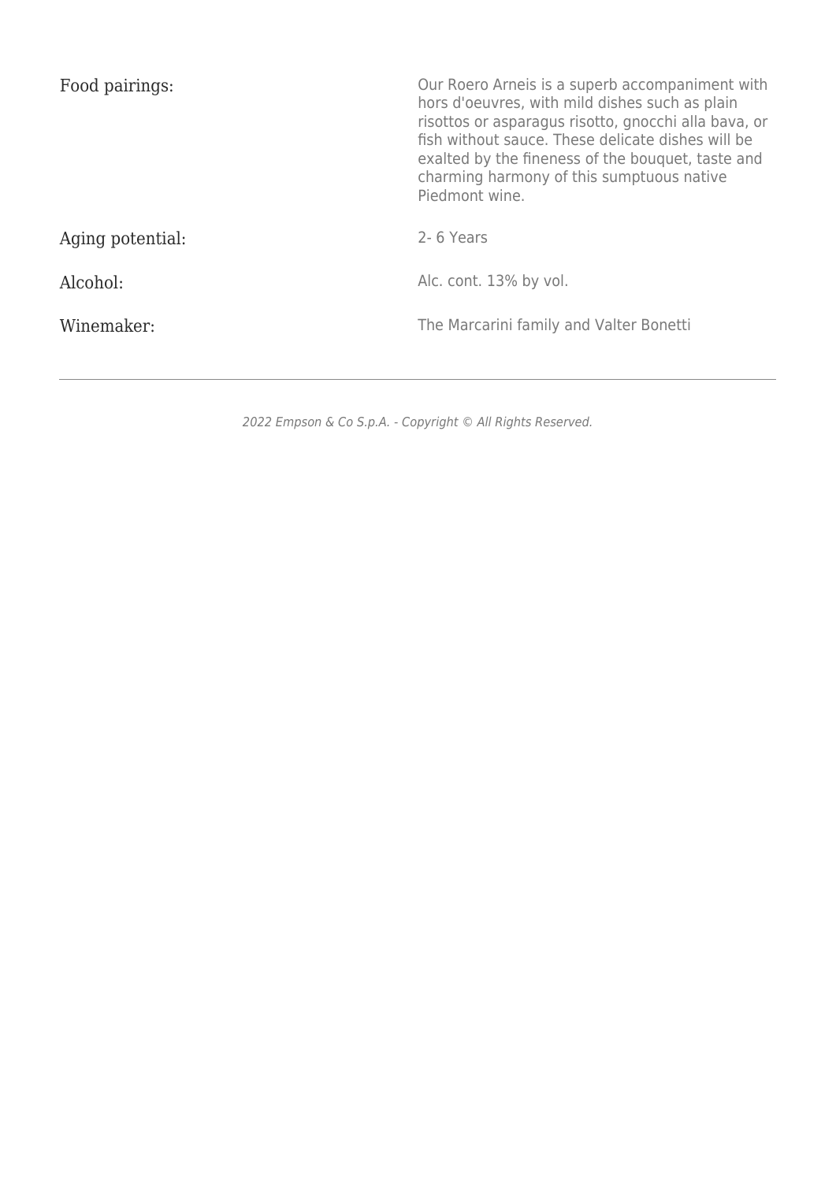| | |
|---|---|
| Food pairings: | Our Roero Arneis is a superb accompaniment with hors d'oeuvres, with mild dishes such as plain risottos or asparagus risotto, gnocchi alla bava, or fish without sauce. These delicate dishes will be exalted by the fineness of the bouquet, taste and charming harmony of this sumptuous native Piedmont wine. |
| Aging potential: | 2- 6 Years |
| Alcohol: | Alc. cont. 13% by vol. |
| Winemaker: | The Marcarini family and Valter Bonetti |

---

*2022 Empson & Co S.p.A. - Copyright © All Rights Reserved.*